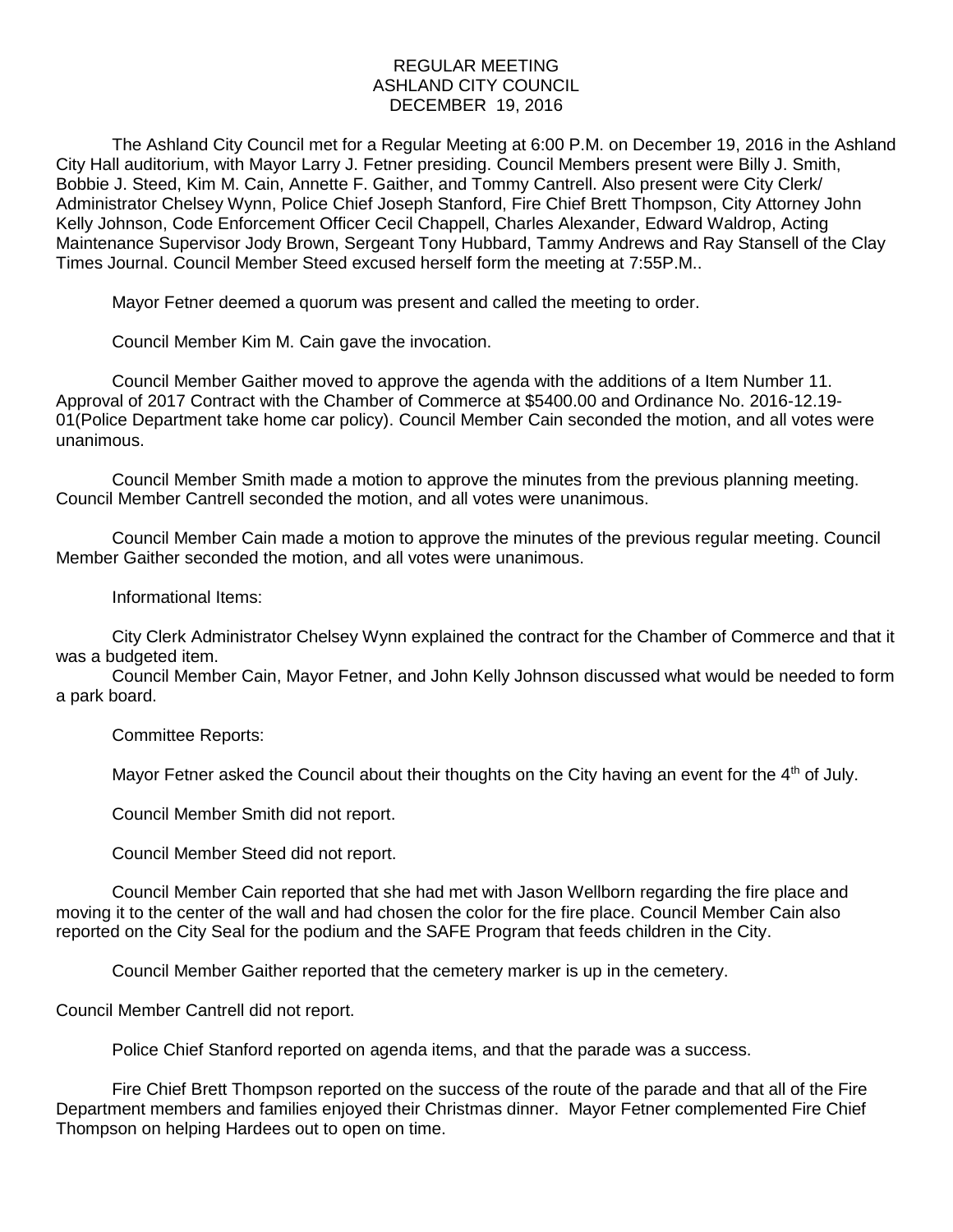# REGULAR MEETING
# ASHLAND CITY COUNCIL
# DECEMBER 19, 2016

The Ashland City Council met for a Regular Meeting at 6:00 P.M. on December 19, 2016 in the Ashland City Hall auditorium, with Mayor Larry J. Fetner presiding. Council Members present were Billy J. Smith, Bobbie J. Steed, Kim M. Cain, Annette F. Gaither, and Tommy Cantrell. Also present were City Clerk/ Administrator Chelsey Wynn, Police Chief Joseph Stanford, Fire Chief Brett Thompson, City Attorney John Kelly Johnson, Code Enforcement Officer Cecil Chappell, Charles Alexander, Edward Waldrop, Acting Maintenance Supervisor Jody Brown, Sergeant Tony Hubbard, Tammy Andrews and Ray Stansell of the Clay Times Journal. Council Member Steed excused herself form the meeting at 7:55P.M..

Mayor Fetner deemed a quorum was present and called the meeting to order.

Council Member Kim M. Cain gave the invocation.

Council Member Gaither moved to approve the agenda with the additions of a Item Number 11. Approval of 2017 Contract with the Chamber of Commerce at $5400.00 and Ordinance No. 2016-12.19-01(Police Department take home car policy). Council Member Cain seconded the motion, and all votes were unanimous.

Council Member Smith made a motion to approve the minutes from the previous planning meeting. Council Member Cantrell seconded the motion, and all votes were unanimous.

Council Member Cain made a motion to approve the minutes of the previous regular meeting. Council Member Gaither seconded the motion, and all votes were unanimous.

Informational Items:

City Clerk Administrator Chelsey Wynn explained the contract for the Chamber of Commerce and that it was a budgeted item.

Council Member Cain, Mayor Fetner, and John Kelly Johnson discussed what would be needed to form a park board.

Committee Reports:

Mayor Fetner asked the Council about their thoughts on the City having an event for the 4th of July.

Council Member Smith did not report.

Council Member Steed did not report.

Council Member Cain reported that she had met with Jason Wellborn regarding the fire place and moving it to the center of the wall and had chosen the color for the fire place. Council Member Cain also reported on the City Seal for the podium and the SAFE Program that feeds children in the City.

Council Member Gaither reported that the cemetery marker is up in the cemetery.

Council Member Cantrell did not report.

Police Chief Stanford reported on agenda items, and that the parade was a success.

Fire Chief Brett Thompson reported on the success of the route of the parade and that all of the Fire Department members and families enjoyed their Christmas dinner. Mayor Fetner complemented Fire Chief Thompson on helping Hardees out to open on time.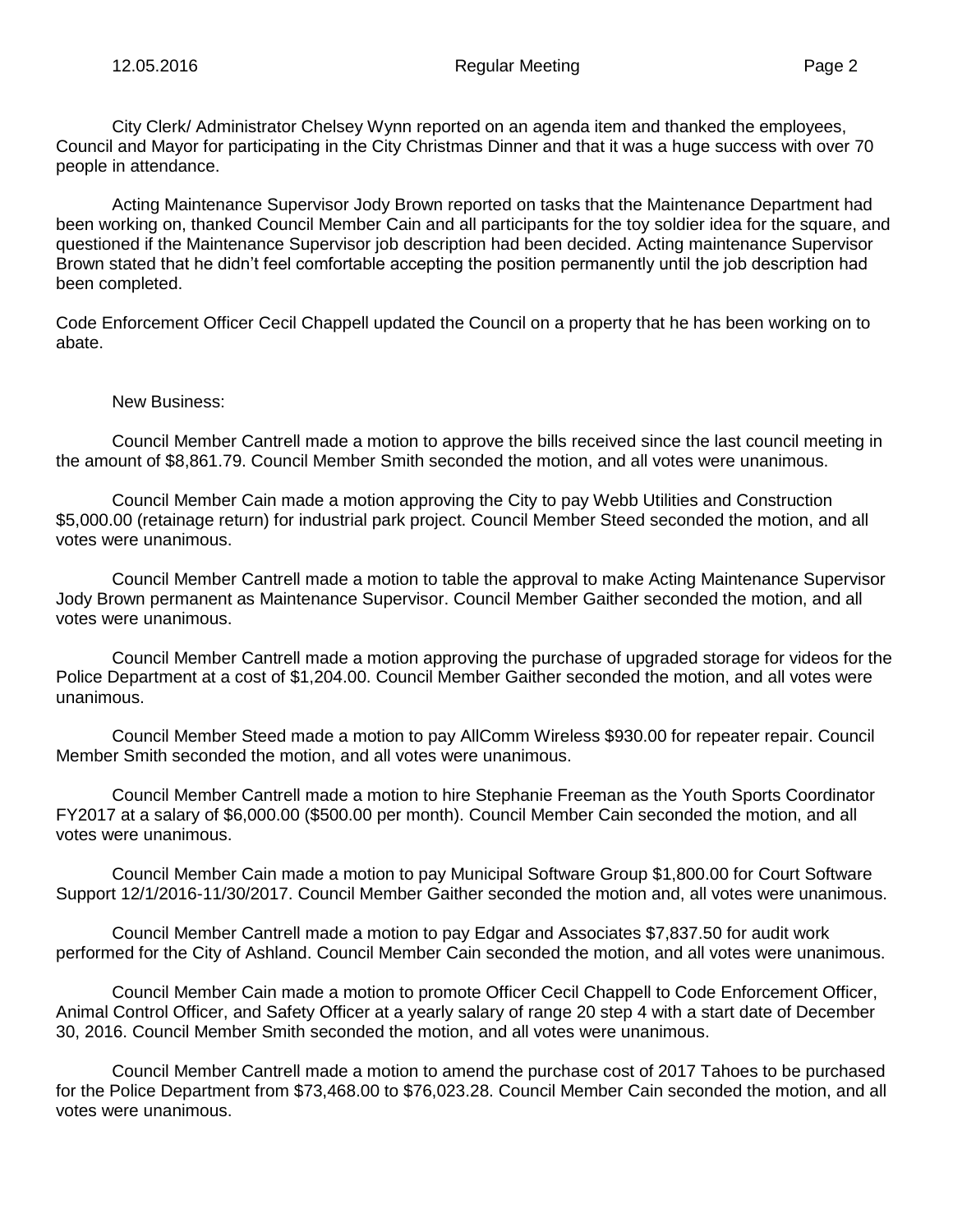City Clerk/ Administrator Chelsey Wynn reported on an agenda item and thanked the employees, Council and Mayor for participating in the City Christmas Dinner and that it was a huge success with over 70 people in attendance.

Acting Maintenance Supervisor Jody Brown reported on tasks that the Maintenance Department had been working on, thanked Council Member Cain and all participants for the toy soldier idea for the square, and questioned if the Maintenance Supervisor job description had been decided. Acting maintenance Supervisor Brown stated that he didn't feel comfortable accepting the position permanently until the job description had been completed.

Code Enforcement Officer Cecil Chappell updated the Council on a property that he has been working on to abate.

New Business:

Council Member Cantrell made a motion to approve the bills received since the last council meeting in the amount of $8,861.79. Council Member Smith seconded the motion, and all votes were unanimous.

Council Member Cain made a motion approving the City to pay Webb Utilities and Construction $5,000.00 (retainage return) for industrial park project. Council Member Steed seconded the motion, and all votes were unanimous.

Council Member Cantrell made a motion to table the approval to make Acting Maintenance Supervisor Jody Brown permanent as Maintenance Supervisor. Council Member Gaither seconded the motion, and all votes were unanimous.

Council Member Cantrell made a motion approving the purchase of upgraded storage for videos for the Police Department at a cost of $1,204.00. Council Member Gaither seconded the motion, and all votes were unanimous.

Council Member Steed made a motion to pay AllComm Wireless $930.00 for repeater repair. Council Member Smith seconded the motion, and all votes were unanimous.

Council Member Cantrell made a motion to hire Stephanie Freeman as the Youth Sports Coordinator FY2017 at a salary of $6,000.00 ($500.00 per month). Council Member Cain seconded the motion, and all votes were unanimous.

Council Member Cain made a motion to pay Municipal Software Group $1,800.00 for Court Software Support 12/1/2016-11/30/2017. Council Member Gaither seconded the motion and, all votes were unanimous.

Council Member Cantrell made a motion to pay Edgar and Associates $7,837.50 for audit work performed for the City of Ashland. Council Member Cain seconded the motion, and all votes were unanimous.

Council Member Cain made a motion to promote Officer Cecil Chappell to Code Enforcement Officer, Animal Control Officer, and Safety Officer at a yearly salary of range 20 step 4 with a start date of December 30, 2016. Council Member Smith seconded the motion, and all votes were unanimous.

Council Member Cantrell made a motion to amend the purchase cost of 2017 Tahoes to be purchased for the Police Department from $73,468.00 to $76,023.28. Council Member Cain seconded the motion, and all votes were unanimous.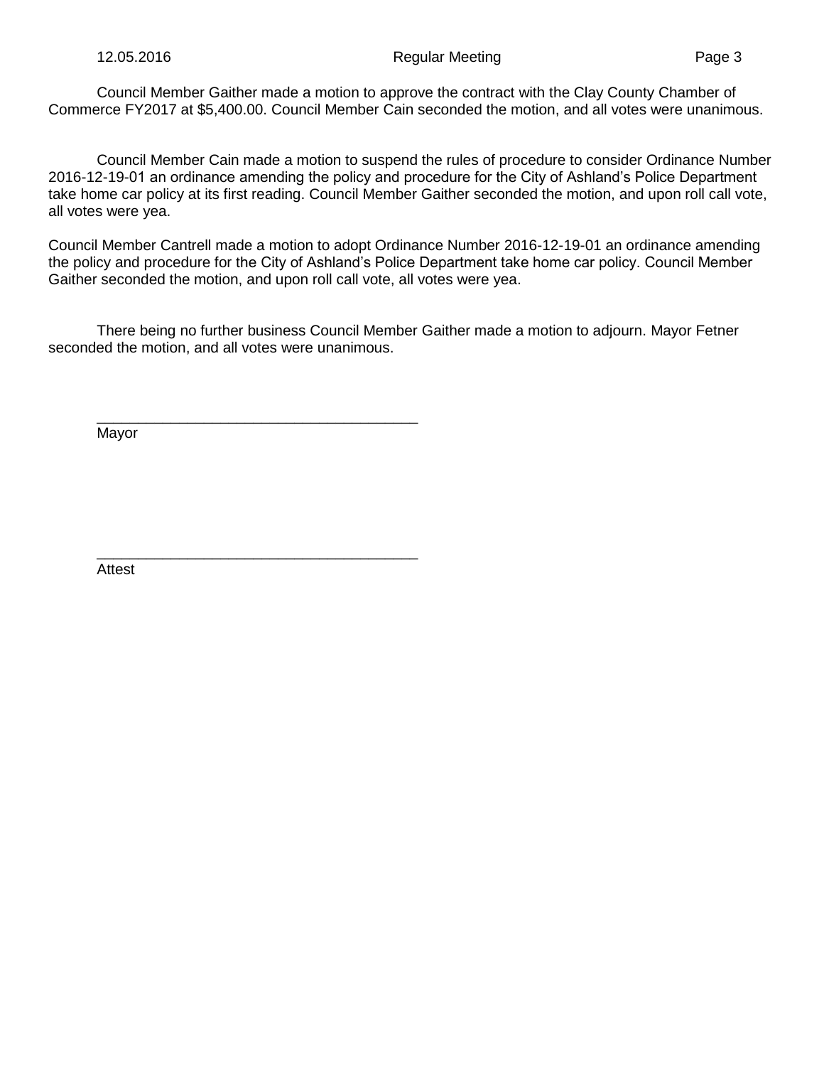Council Member Gaither made a motion to approve the contract with the Clay County Chamber of Commerce FY2017 at $5,400.00. Council Member Cain seconded the motion, and all votes were unanimous.

Council Member Cain made a motion to suspend the rules of procedure to consider Ordinance Number 2016-12-19-01 an ordinance amending the policy and procedure for the City of Ashland's Police Department take home car policy at its first reading. Council Member Gaither seconded the motion, and upon roll call vote, all votes were yea.

Council Member Cantrell made a motion to adopt Ordinance Number 2016-12-19-01 an ordinance amending the policy and procedure for the City of Ashland's Police Department take home car policy. Council Member Gaither seconded the motion, and upon roll call vote, all votes were yea.

There being no further business Council Member Gaither made a motion to adjourn. Mayor Fetner seconded the motion, and all votes were unanimous.

\_\_\_\_\_\_\_\_\_\_\_\_\_\_\_\_\_\_\_\_\_\_\_\_\_\_\_\_\_\_\_\_\_\_\_\_\_\_\_

Mayor

\_\_\_\_\_\_\_\_\_\_\_\_\_\_\_\_\_\_\_\_\_\_\_\_\_\_\_\_\_\_\_\_\_\_\_\_\_\_\_

Attest